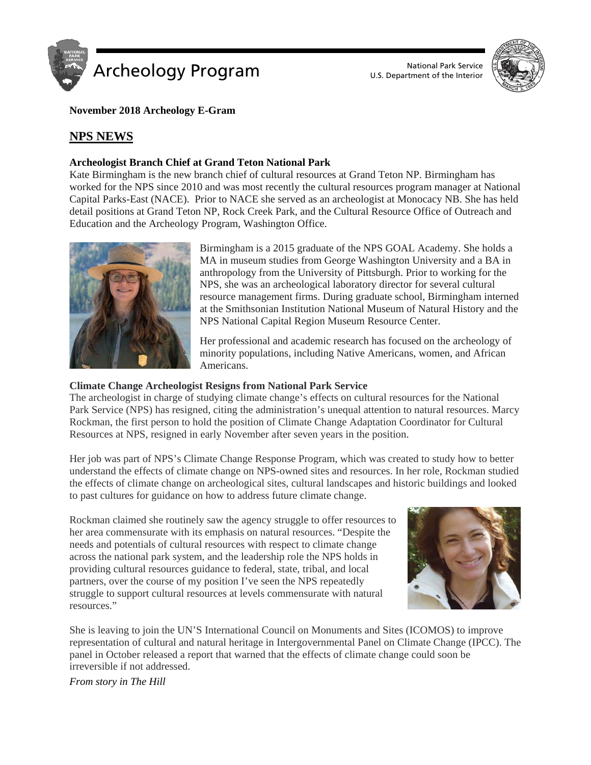# Archeology Program

National Park Service
U.S. Department of the Interior

**November 2018 Archeology E-Gram**

## NPS NEWS

### Archeologist Branch Chief at Grand Teton National Park

Kate Birmingham is the new branch chief of cultural resources at Grand Teton NP. Birmingham has worked for the NPS since 2010 and was most recently the cultural resources program manager at National Capital Parks-East (NACE). Prior to NACE she served as an archeologist at Monocacy NB. She has held detail positions at Grand Teton NP, Rock Creek Park, and the Cultural Resource Office of Outreach and Education and the Archeology Program, Washington Office.

Birmingham is a 2015 graduate of the NPS GOAL Academy. She holds a MA in museum studies from George Washington University and a BA in anthropology from the University of Pittsburgh. Prior to working for the NPS, she was an archeological laboratory director for several cultural resource management firms. During graduate school, Birmingham interned at the Smithsonian Institution National Museum of Natural History and the NPS National Capital Region Museum Resource Center.

Her professional and academic research has focused on the archeology of minority populations, including Native Americans, women, and African Americans.

### Climate Change Archeologist Resigns from National Park Service

The archeologist in charge of studying climate change's effects on cultural resources for the National Park Service (NPS) has resigned, citing the administration's unequal attention to natural resources. Marcy Rockman, the first person to hold the position of Climate Change Adaptation Coordinator for Cultural Resources at NPS, resigned in early November after seven years in the position.

Her job was part of NPS's Climate Change Response Program, which was created to study how to better understand the effects of climate change on NPS-owned sites and resources. In her role, Rockman studied the effects of climate change on archeological sites, cultural landscapes and historic buildings and looked to past cultures for guidance on how to address future climate change.

Rockman claimed she routinely saw the agency struggle to offer resources to her area commensurate with its emphasis on natural resources. "Despite the needs and potentials of cultural resources with respect to climate change across the national park system, and the leadership role the NPS holds in providing cultural resources guidance to federal, state, tribal, and local partners, over the course of my position I've seen the NPS repeatedly struggle to support cultural resources at levels commensurate with natural resources."

She is leaving to join the UN'S International Council on Monuments and Sites (ICOMOS) to improve representation of cultural and natural heritage in Intergovernmental Panel on Climate Change (IPCC). The panel in October released a report that warned that the effects of climate change could soon be irreversible if not addressed.

*From story in The Hill*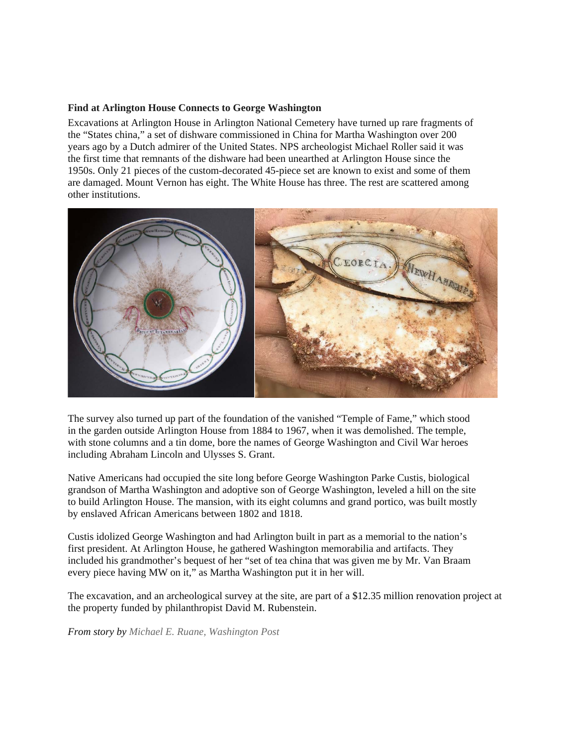**Find at Arlington House Connects to George Washington**

Excavations at Arlington House in Arlington National Cemetery have turned up rare fragments of the "States china," a set of dishware commissioned in China for Martha Washington over 200 years ago by a Dutch admirer of the United States. NPS archeologist Michael Roller said it was the first time that remnants of the dishware had been unearthed at Arlington House since the 1950s. Only 21 pieces of the custom-decorated 45-piece set are known to exist and some of them are damaged. Mount Vernon has eight. The White House has three. The rest are scattered among other institutions.

The survey also turned up part of the foundation of the vanished "Temple of Fame," which stood in the garden outside Arlington House from 1884 to 1967, when it was demolished. The temple, with stone columns and a tin dome, bore the names of George Washington and Civil War heroes including Abraham Lincoln and Ulysses S. Grant.

Native Americans had occupied the site long before George Washington Parke Custis, biological grandson of Martha Washington and adoptive son of George Washington, leveled a hill on the site to build Arlington House. The mansion, with its eight columns and grand portico, was built mostly by enslaved African Americans between 1802 and 1818.

Custis idolized George Washington and had Arlington built in part as a memorial to the nation's first president. At Arlington House, he gathered Washington memorabilia and artifacts. They included his grandmother's bequest of her "set of tea china that was given me by Mr. Van Braam every piece having MW on it," as Martha Washington put it in her will.

The excavation, and an archeological survey at the site, are part of a $12.35 million renovation project at the property funded by philanthropist David M. Rubenstein.

*From story by Michael E. Ruane, Washington Post*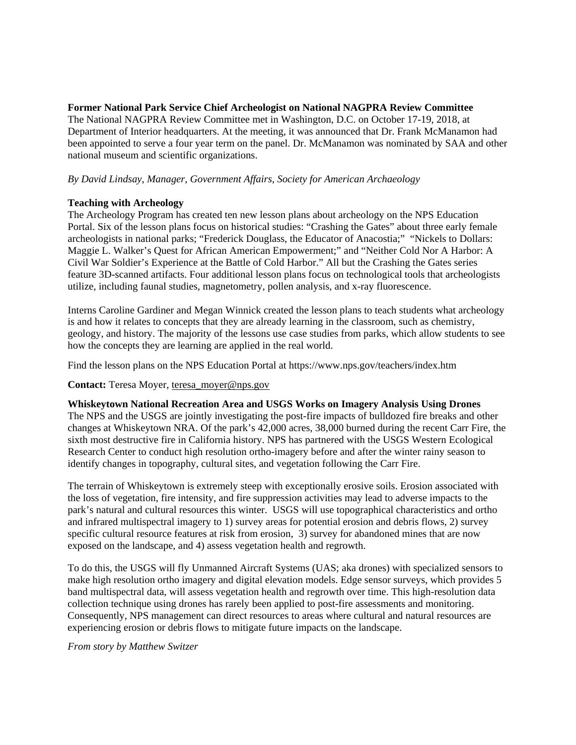**Former National Park Service Chief Archeologist on National NAGPRA Review Committee**

The National NAGPRA Review Committee met in Washington, D.C. on October 17-19, 2018, at Department of Interior headquarters. At the meeting, it was announced that Dr. Frank McManamon had been appointed to serve a four year term on the panel. Dr. McManamon was nominated by SAA and other national museum and scientific organizations.

*By David Lindsay, Manager, Government Affairs, Society for American Archaeology*

**Teaching with Archeology**

The Archeology Program has created ten new lesson plans about archeology on the NPS Education Portal. Six of the lesson plans focus on historical studies: "Crashing the Gates" about three early female archeologists in national parks; "Frederick Douglass, the Educator of Anacostia;" "Nickels to Dollars: Maggie L. Walker's Quest for African American Empowerment;" and "Neither Cold Nor A Harbor: A Civil War Soldier's Experience at the Battle of Cold Harbor." All but the Crashing the Gates series feature 3D-scanned artifacts. Four additional lesson plans focus on technological tools that archeologists utilize, including faunal studies, magnetometry, pollen analysis, and x-ray fluorescence.

Interns Caroline Gardiner and Megan Winnick created the lesson plans to teach students what archeology is and how it relates to concepts that they are already learning in the classroom, such as chemistry, geology, and history. The majority of the lessons use case studies from parks, which allow students to see how the concepts they are learning are applied in the real world.

Find the lesson plans on the NPS Education Portal at https://www.nps.gov/teachers/index.htm

**Contact:** Teresa Moyer, teresa_moyer@nps.gov

**Whiskeytown National Recreation Area and USGS Works on Imagery Analysis Using Drones**

The NPS and the USGS are jointly investigating the post-fire impacts of bulldozed fire breaks and other changes at Whiskeytown NRA. Of the park's 42,000 acres, 38,000 burned during the recent Carr Fire, the sixth most destructive fire in California history. NPS has partnered with the USGS Western Ecological Research Center to conduct high resolution ortho-imagery before and after the winter rainy season to identify changes in topography, cultural sites, and vegetation following the Carr Fire.

The terrain of Whiskeytown is extremely steep with exceptionally erosive soils. Erosion associated with the loss of vegetation, fire intensity, and fire suppression activities may lead to adverse impacts to the park's natural and cultural resources this winter. USGS will use topographical characteristics and ortho and infrared multispectral imagery to 1) survey areas for potential erosion and debris flows, 2) survey specific cultural resource features at risk from erosion, 3) survey for abandoned mines that are now exposed on the landscape, and 4) assess vegetation health and regrowth.

To do this, the USGS will fly Unmanned Aircraft Systems (UAS; aka drones) with specialized sensors to make high resolution ortho imagery and digital elevation models. Edge sensor surveys, which provides 5 band multispectral data, will assess vegetation health and regrowth over time. This high-resolution data collection technique using drones has rarely been applied to post-fire assessments and monitoring. Consequently, NPS management can direct resources to areas where cultural and natural resources are experiencing erosion or debris flows to mitigate future impacts on the landscape.

*From story by Matthew Switzer*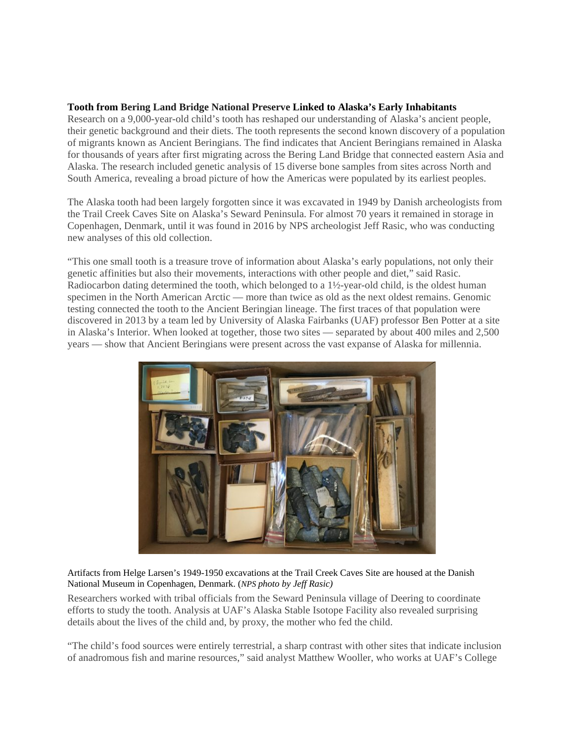**Tooth from Bering Land Bridge National Preserve Linked to Alaska's Early Inhabitants**

Research on a 9,000-year-old child's tooth has reshaped our understanding of Alaska's ancient people, their genetic background and their diets. The tooth represents the second known discovery of a population of migrants known as Ancient Beringians. The find indicates that Ancient Beringians remained in Alaska for thousands of years after first migrating across the Bering Land Bridge that connected eastern Asia and Alaska. The research included genetic analysis of 15 diverse bone samples from sites across North and South America, revealing a broad picture of how the Americas were populated by its earliest peoples.

The Alaska tooth had been largely forgotten since it was excavated in 1949 by Danish archeologists from the Trail Creek Caves Site on Alaska's Seward Peninsula. For almost 70 years it remained in storage in Copenhagen, Denmark, until it was found in 2016 by NPS archeologist Jeff Rasic, who was conducting new analyses of this old collection.

"This one small tooth is a treasure trove of information about Alaska's early populations, not only their genetic affinities but also their movements, interactions with other people and diet," said Rasic. Radiocarbon dating determined the tooth, which belonged to a 1½-year-old child, is the oldest human specimen in the North American Arctic — more than twice as old as the next oldest remains. Genomic testing connected the tooth to the Ancient Beringian lineage. The first traces of that population were discovered in 2013 by a team led by University of Alaska Fairbanks (UAF) professor Ben Potter at a site in Alaska's Interior. When looked at together, those two sites — separated by about 400 miles and 2,500 years — show that Ancient Beringians were present across the vast expanse of Alaska for millennia.

Artifacts from Helge Larsen's 1949-1950 excavations at the Trail Creek Caves Site are housed at the Danish National Museum in Copenhagen, Denmark. (*NPS photo by Jeff Rasic)*

Researchers worked with tribal officials from the Seward Peninsula village of Deering to coordinate efforts to study the tooth. Analysis at UAF's Alaska Stable Isotope Facility also revealed surprising details about the lives of the child and, by proxy, the mother who fed the child.

"The child's food sources were entirely terrestrial, a sharp contrast with other sites that indicate inclusion of anadromous fish and marine resources," said analyst Matthew Wooler, who works at UAF's College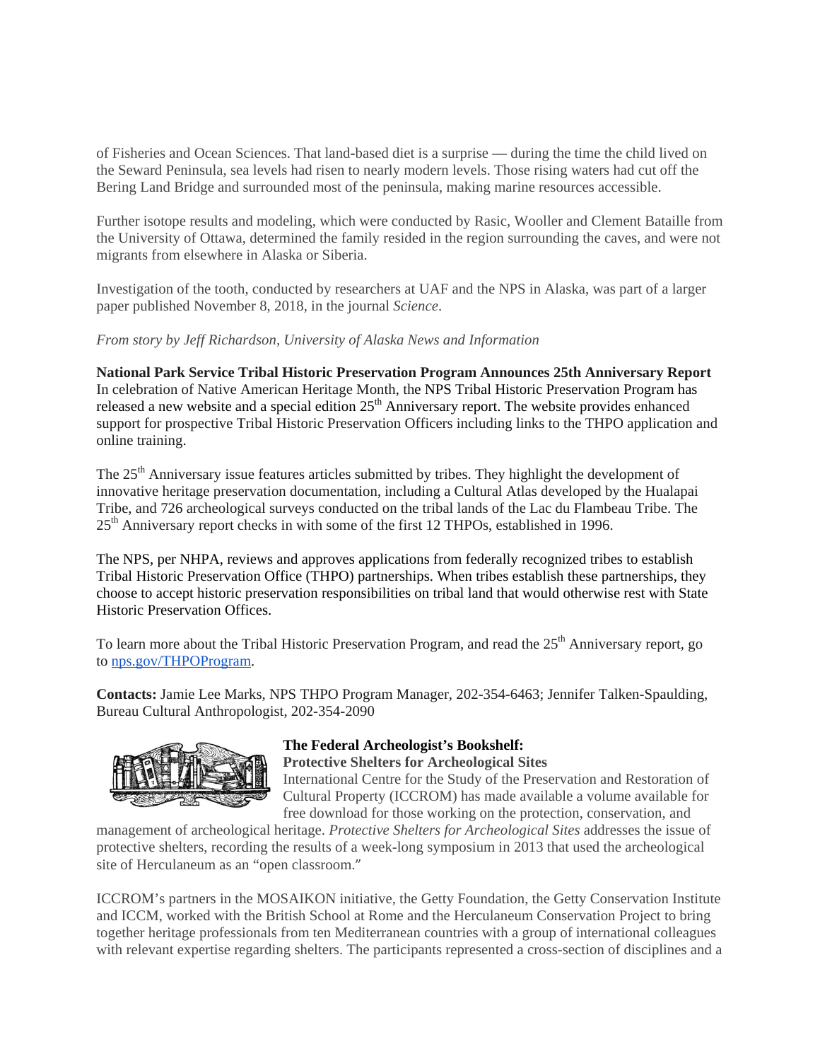of Fisheries and Ocean Sciences. That land-based diet is a surprise — during the time the child lived on the Seward Peninsula, sea levels had risen to nearly modern levels. Those rising waters had cut off the Bering Land Bridge and surrounded most of the peninsula, making marine resources accessible.

Further isotope results and modeling, which were conducted by Rasic, Wooller and Clement Bataille from the University of Ottawa, determined the family resided in the region surrounding the caves, and were not migrants from elsewhere in Alaska or Siberia.

Investigation of the tooth, conducted by researchers at UAF and the NPS in Alaska, was part of a larger paper published November 8, 2018, in the journal *Science*.

*From story by Jeff Richardson, University of Alaska News and Information*

**National Park Service Tribal Historic Preservation Program Announces 25th Anniversary Report**
In celebration of Native American Heritage Month, the NPS Tribal Historic Preservation Program has released a new website and a special edition 25th Anniversary report. The website provides enhanced support for prospective Tribal Historic Preservation Officers including links to the THPO application and online training.

The 25th Anniversary issue features articles submitted by tribes. They highlight the development of innovative heritage preservation documentation, including a Cultural Atlas developed by the Hualapai Tribe, and 726 archeological surveys conducted on the tribal lands of the Lac du Flambeau Tribe. The 25th Anniversary report checks in with some of the first 12 THPOs, established in 1996.

The NPS, per NHPA, reviews and approves applications from federally recognized tribes to establish Tribal Historic Preservation Office (THPO) partnerships. When tribes establish these partnerships, they choose to accept historic preservation responsibilities on tribal land that would otherwise rest with State Historic Preservation Offices.

To learn more about the Tribal Historic Preservation Program, and read the 25th Anniversary report, go to [nps.gov/THPOProgram](nps.gov/THPOProgram).

**Contacts:** Jamie Lee Marks, NPS THPO Program Manager, 202-354-6463; Jennifer Talken-Spaulding, Bureau Cultural Anthropologist, 202-354-2090

**The Federal Archeologist's Bookshelf:**
**Protective Shelters for Archeological Sites**
International Centre for the Study of the Preservation and Restoration of Cultural Property (ICCROM) has made available a volume available for free download for those working on the protection, conservation, and management of archeological heritage. *Protective Shelters for Archeological Sites* addresses the issue of protective shelters, recording the results of a week-long symposium in 2013 that used the archeological site of Herculaneum as an "open classroom."

ICCROM's partners in the MOSAIKON initiative, the Getty Foundation, the Getty Conservation Institute and ICCM, worked with the British School at Rome and the Herculaneum Conservation Project to bring together heritage professionals from ten Mediterranean countries with a group of international colleagues with relevant expertise regarding shelters. The participants represented a cross-section of disciplines and a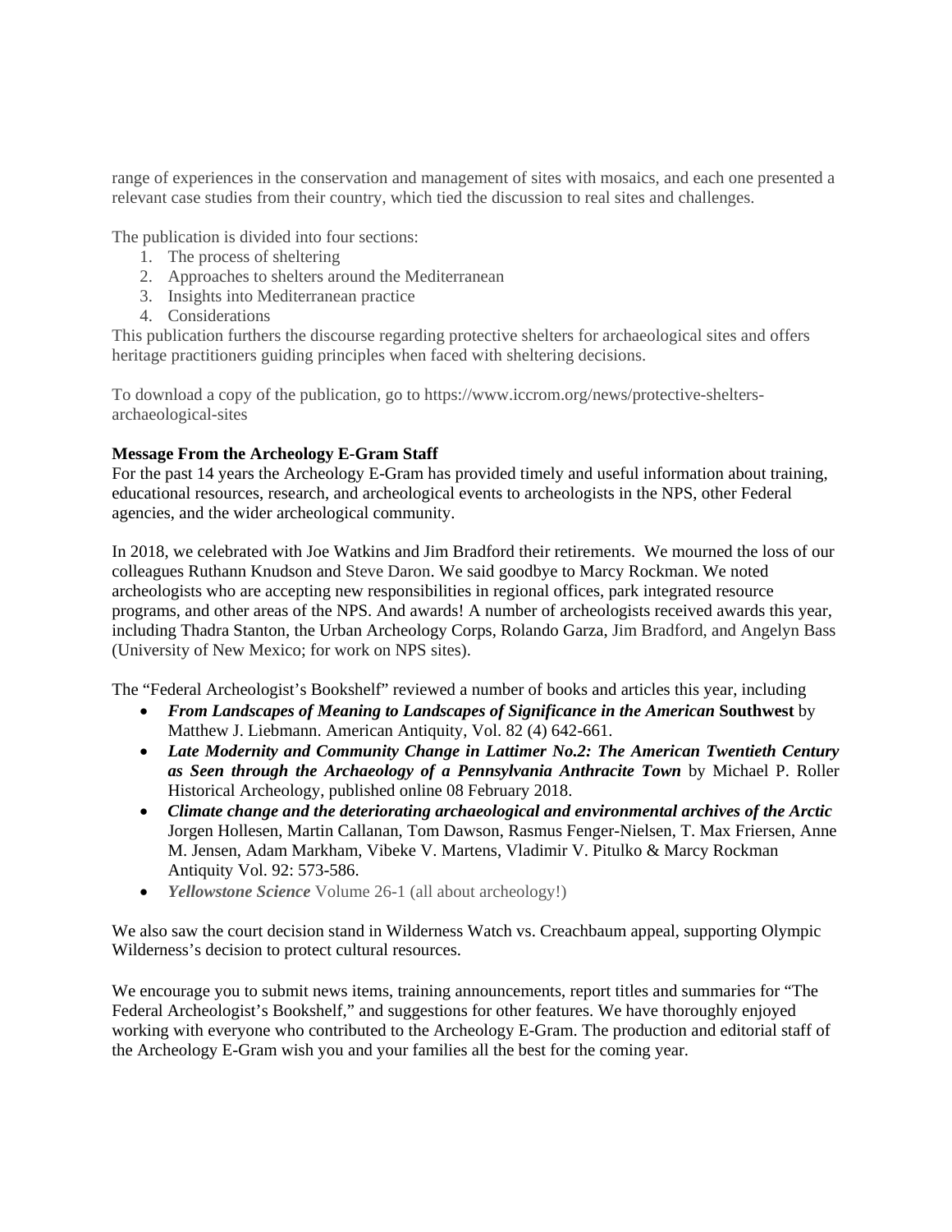range of experiences in the conservation and management of sites with mosaics, and each one presented a relevant case studies from their country, which tied the discussion to real sites and challenges.

The publication is divided into four sections:

1. The process of sheltering
2. Approaches to shelters around the Mediterranean
3. Insights into Mediterranean practice
4. Considerations

This publication furthers the discourse regarding protective shelters for archaeological sites and offers heritage practitioners guiding principles when faced with sheltering decisions.

To download a copy of the publication, go to https://www.iccrom.org/news/protective-shelters-archaeological-sites

**Message From the Archeology E-Gram Staff**

For the past 14 years the Archeology E-Gram has provided timely and useful information about training, educational resources, research, and archeological events to archeologists in the NPS, other Federal agencies, and the wider archeological community.

In 2018, we celebrated with Joe Watkins and Jim Bradford their retirements. We mourned the loss of our colleagues Ruthann Knudson and Steve Daron. We said goodbye to Marcy Rockman. We noted archeologists who are accepting new responsibilities in regional offices, park integrated resource programs, and other areas of the NPS. And awards! A number of archeologists received awards this year, including Thadra Stanton, the Urban Archeology Corps, Rolando Garza, Jim Bradford, and Angelyn Bass (University of New Mexico; for work on NPS sites).

The "Federal Archeologist's Bookshelf" reviewed a number of books and articles this year, including

- ***From Landscapes of Meaning to Landscapes of Significance in the American* Southwest** by Matthew J. Liebmann. American Antiquity, Vol. 82 (4) 642-661.
- ***Late Modernity and Community Change in Lattimer No.2: The American Twentieth Century as Seen through the Archaeology of a Pennsylvania Anthracite Town*** by Michael P. Roller Historical Archeology, published online 08 February 2018.
- ***Climate change and the deteriorating archaeological and environmental archives of the Arctic*** Jorgen Hollesen, Martin Callanan, Tom Dawson, Rasmus Fenger-Nielsen, T. Max Friersen, Anne M. Jensen, Adam Markham, Vibeke V. Martens, Vladimir V. Pitulko & Marcy Rockman Antiquity Vol. 92: 573-586.
- ***Yellowstone Science*** Volume 26-1 (all about archeology!)

We also saw the court decision stand in Wilderness Watch vs. Creachbaum appeal, supporting Olympic Wilderness's decision to protect cultural resources.

We encourage you to submit news items, training announcements, report titles and summaries for "The Federal Archeologist's Bookshelf," and suggestions for other features. We have thoroughly enjoyed working with everyone who contributed to the Archeology E-Gram. The production and editorial staff of the Archeology E-Gram wish you and your families all the best for the coming year.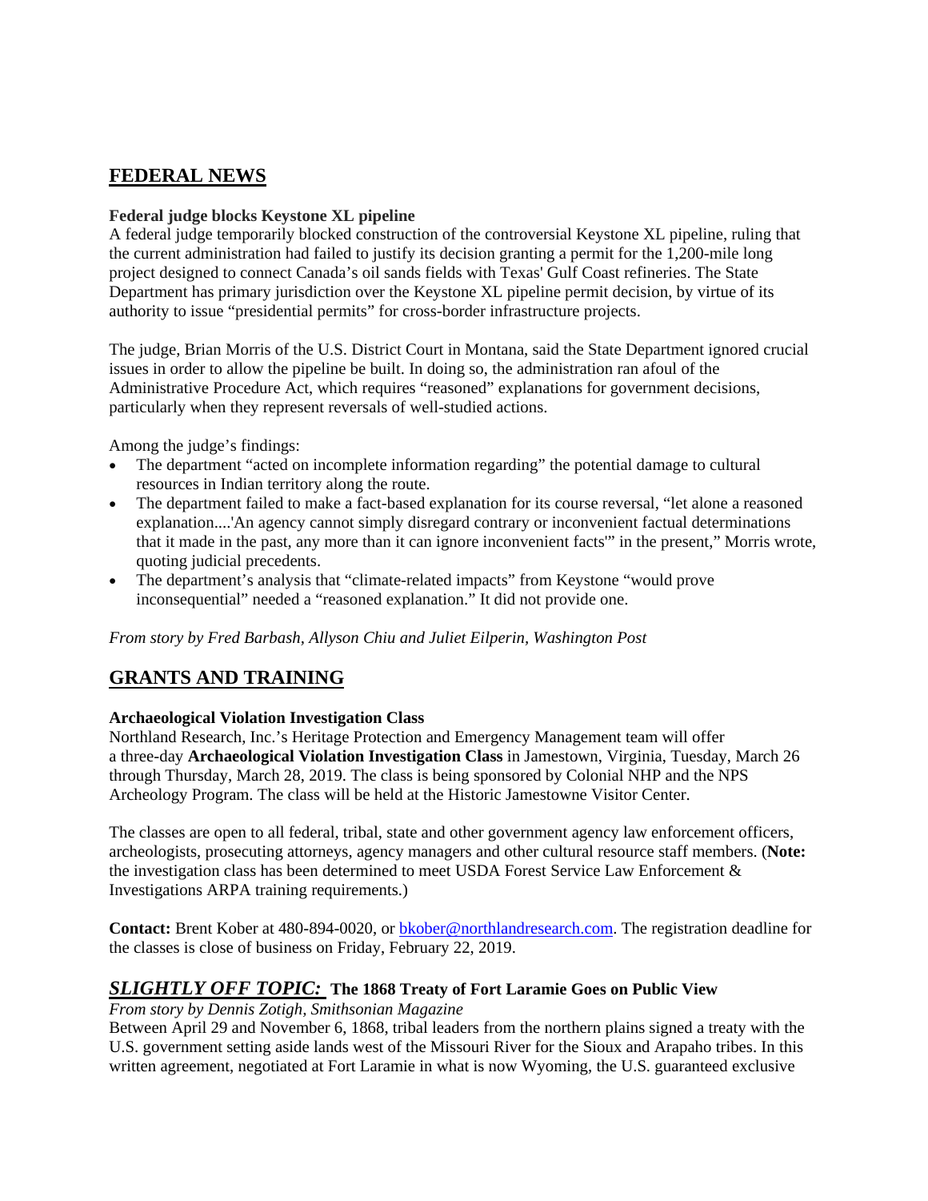## FEDERAL NEWS

**Federal judge blocks Keystone XL pipeline**

A federal judge temporarily blocked construction of the controversial Keystone XL pipeline, ruling that the current administration had failed to justify its decision granting a permit for the 1,200-mile long project designed to connect Canada's oil sands fields with Texas' Gulf Coast refineries. The State Department has primary jurisdiction over the Keystone XL pipeline permit decision, by virtue of its authority to issue "presidential permits" for cross-border infrastructure projects.

The judge, Brian Morris of the U.S. District Court in Montana, said the State Department ignored crucial issues in order to allow the pipeline be built. In doing so, the administration ran afoul of the Administrative Procedure Act, which requires "reasoned" explanations for government decisions, particularly when they represent reversals of well-studied actions.

Among the judge's findings:

- The department "acted on incomplete information regarding" the potential damage to cultural resources in Indian territory along the route.
- The department failed to make a fact-based explanation for its course reversal, "let alone a reasoned explanation....'An agency cannot simply disregard contrary or inconvenient factual determinations that it made in the past, any more than it can ignore inconvenient facts'" in the present," Morris wrote, quoting judicial precedents.
- The department's analysis that "climate-related impacts" from Keystone "would prove inconsequential" needed a "reasoned explanation." It did not provide one.

*From story by Fred Barbash, Allyson Chiu and Juliet Eilperin, Washington Post*

## GRANTS AND TRAINING

**Archaeological Violation Investigation Class**

Northland Research, Inc.'s Heritage Protection and Emergency Management team will offer a three-day **Archaeological Violation Investigation Class** in Jamestown, Virginia, Tuesday, March 26 through Thursday, March 28, 2019. The class is being sponsored by Colonial NHP and the NPS Archeology Program. The class will be held at the Historic Jamestowne Visitor Center.

The classes are open to all federal, tribal, state and other government agency law enforcement officers, archeologists, prosecuting attorneys, agency managers and other cultural resource staff members. (**Note:** the investigation class has been determined to meet USDA Forest Service Law Enforcement & Investigations ARPA training requirements.)

**Contact:** Brent Kober at 480-894-0020, or bkober@northlandresearch.com. The registration deadline for the classes is close of business on Friday, February 22, 2019.

## ***SLIGHTLY OFF TOPIC:*** The 1868 Treaty of Fort Laramie Goes on Public View

*From story by Dennis Zotigh, Smithsonian Magazine*

Between April 29 and November 6, 1868, tribal leaders from the northern plains signed a treaty with the U.S. government setting aside lands west of the Missouri River for the Sioux and Arapaho tribes. In this written agreement, negotiated at Fort Laramie in what is now Wyoming, the U.S. guaranteed exclusive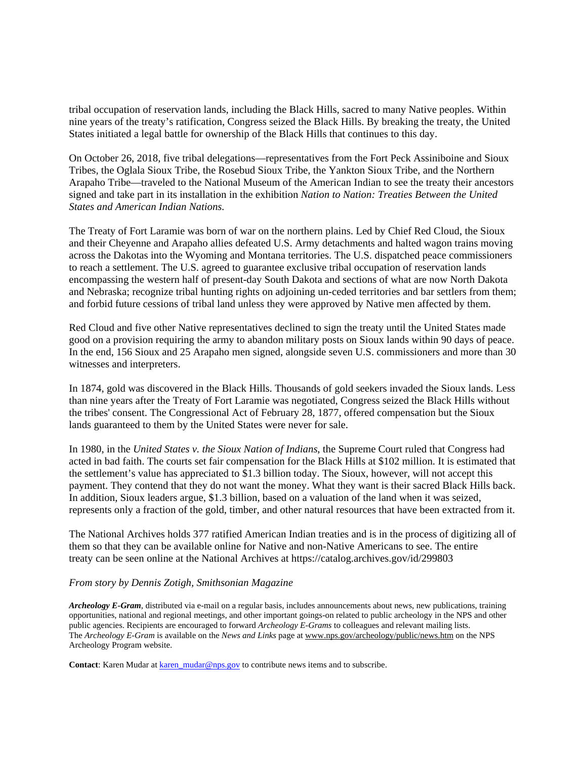tribal occupation of reservation lands, including the Black Hills, sacred to many Native peoples. Within nine years of the treaty's ratification, Congress seized the Black Hills. By breaking the treaty, the United States initiated a legal battle for ownership of the Black Hills that continues to this day.

On October 26, 2018, five tribal delegations—representatives from the Fort Peck Assiniboine and Sioux Tribes, the Oglala Sioux Tribe, the Rosebud Sioux Tribe, the Yankton Sioux Tribe, and the Northern Arapaho Tribe—traveled to the National Museum of the American Indian to see the treaty their ancestors signed and take part in its installation in the exhibition *Nation to Nation: Treaties Between the United States and American Indian Nations.*

The Treaty of Fort Laramie was born of war on the northern plains. Led by Chief Red Cloud, the Sioux and their Cheyenne and Arapaho allies defeated U.S. Army detachments and halted wagon trains moving across the Dakotas into the Wyoming and Montana territories. The U.S. dispatched peace commissioners to reach a settlement. The U.S. agreed to guarantee exclusive tribal occupation of reservation lands encompassing the western half of present-day South Dakota and sections of what are now North Dakota and Nebraska; recognize tribal hunting rights on adjoining un-ceded territories and bar settlers from them; and forbid future cessions of tribal land unless they were approved by Native men affected by them.

Red Cloud and five other Native representatives declined to sign the treaty until the United States made good on a provision requiring the army to abandon military posts on Sioux lands within 90 days of peace. In the end, 156 Sioux and 25 Arapaho men signed, alongside seven U.S. commissioners and more than 30 witnesses and interpreters.

In 1874, gold was discovered in the Black Hills. Thousands of gold seekers invaded the Sioux lands. Less than nine years after the Treaty of Fort Laramie was negotiated, Congress seized the Black Hills without the tribes' consent. The Congressional Act of February 28, 1877, offered compensation but the Sioux lands guaranteed to them by the United States were never for sale.

In 1980, in the *United States v. the Sioux Nation of Indians*, the Supreme Court ruled that Congress had acted in bad faith. The courts set fair compensation for the Black Hills at $102 million. It is estimated that the settlement's value has appreciated to $1.3 billion today. The Sioux, however, will not accept this payment. They contend that they do not want the money. What they want is their sacred Black Hills back. In addition, Sioux leaders argue, $1.3 billion, based on a valuation of the land when it was seized, represents only a fraction of the gold, timber, and other natural resources that have been extracted from it.

The National Archives holds 377 ratified American Indian treaties and is in the process of digitizing all of them so that they can be available online for Native and non-Native Americans to see. The entire treaty can be seen online at the National Archives at https://catalog.archives.gov/id/299803

*From story by Dennis Zotigh, Smithsonian Magazine*

***Archeology E-Gram***, distributed via e-mail on a regular basis, includes announcements about news, new publications, training opportunities, national and regional meetings, and other important goings-on related to public archeology in the NPS and other public agencies. Recipients are encouraged to forward *Archeology E-Grams* to colleagues and relevant mailing lists. The *Archeology E-Gram* is available on the *News and Links* page at www.nps.gov/archeology/public/news.htm on the NPS Archeology Program website.

**Contact**: Karen Mudar at karen_mudar@nps.gov to contribute news items and to subscribe.